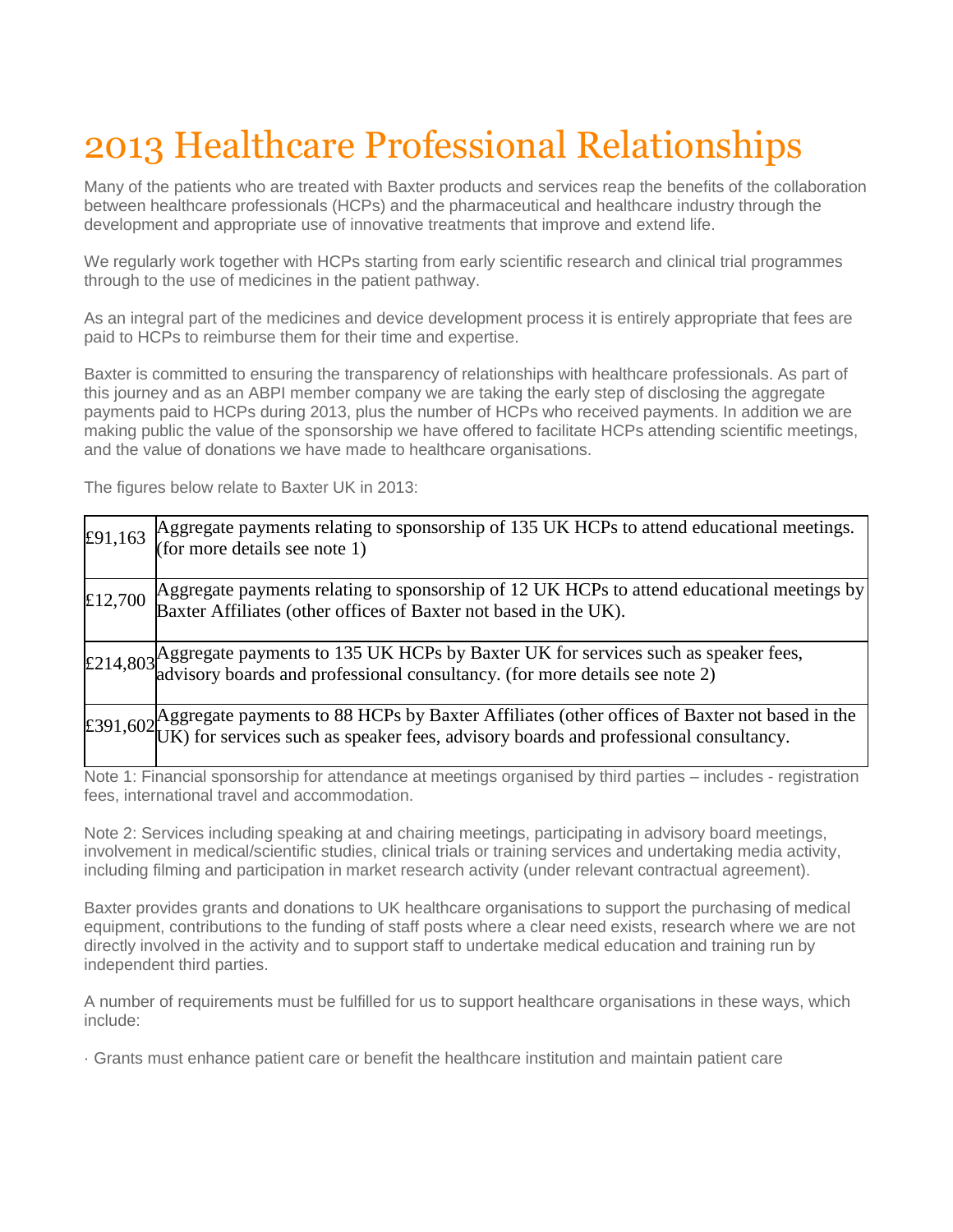# 2013 Healthcare Professional Relationships

Many of the patients who are treated with Baxter products and services reap the benefits of the collaboration between healthcare professionals (HCPs) and the pharmaceutical and healthcare industry through the development and appropriate use of innovative treatments that improve and extend life.

We regularly work together with HCPs starting from early scientific research and clinical trial programmes through to the use of medicines in the patient pathway.

As an integral part of the medicines and device development process it is entirely appropriate that fees are paid to HCPs to reimburse them for their time and expertise.

Baxter is committed to ensuring the transparency of relationships with healthcare professionals. As part of this journey and as an ABPI member company we are taking the early step of disclosing the aggregate payments paid to HCPs during 2013, plus the number of HCPs who received payments. In addition we are making public the value of the sponsorship we have offered to facilitate HCPs attending scientific meetings, and the value of donations we have made to healthcare organisations.

The figures below relate to Baxter UK in 2013:

| | |
|---|---|
| £91,163 | Aggregate payments relating to sponsorship of 135 UK HCPs to attend educational meetings. (for more details see note 1) |
| £12,700 | Aggregate payments relating to sponsorship of 12 UK HCPs to attend educational meetings by Baxter Affiliates (other offices of Baxter not based in the UK). |
| £214,803 | Aggregate payments to 135 UK HCPs by Baxter UK for services such as speaker fees, advisory boards and professional consultancy. (for more details see note 2) |
| £391,602 | Aggregate payments to 88 HCPs by Baxter Affiliates (other offices of Baxter not based in the UK) for services such as speaker fees, advisory boards and professional consultancy. |

Note 1: Financial sponsorship for attendance at meetings organised by third parties – includes - registration fees, international travel and accommodation.

Note 2: Services including speaking at and chairing meetings, participating in advisory board meetings, involvement in medical/scientific studies, clinical trials or training services and undertaking media activity, including filming and participation in market research activity (under relevant contractual agreement).

Baxter provides grants and donations to UK healthcare organisations to support the purchasing of medical equipment, contributions to the funding of staff posts where a clear need exists, research where we are not directly involved in the activity and to support staff to undertake medical education and training run by independent third parties.

A number of requirements must be fulfilled for us to support healthcare organisations in these ways, which include:

· Grants must enhance patient care or benefit the healthcare institution and maintain patient care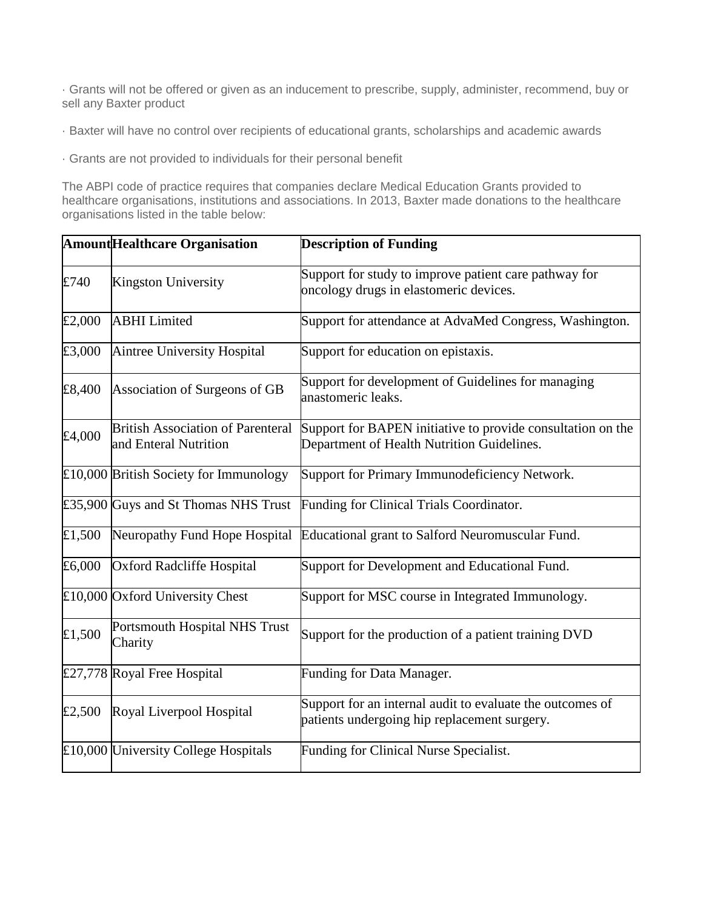· Grants will not be offered or given as an inducement to prescribe, supply, administer, recommend, buy or sell any Baxter product

· Baxter will have no control over recipients of educational grants, scholarships and academic awards

· Grants are not provided to individuals for their personal benefit

The ABPI code of practice requires that companies declare Medical Education Grants provided to healthcare organisations, institutions and associations. In 2013, Baxter made donations to the healthcare organisations listed in the table below:

| **Amount** | **Healthcare Organisation** | **Description of Funding** |
|---|---|---|
| £740 | Kingston University | Support for study to improve patient care pathway for oncology drugs in elastomeric devices. |
| £2,000 | ABHI Limited | Support for attendance at AdvaMed Congress, Washington. |
| £3,000 | Aintree University Hospital | Support for education on epistaxis. |
| £8,400 | Association of Surgeons of GB | Support for development of Guidelines for managing anastomeric leaks. |
| £4,000 | British Association of Parenteral and Enteral Nutrition | Support for BAPEN initiative to provide consultation on the Department of Health Nutrition Guidelines. |
| £10,000 | British Society for Immunology | Support for Primary Immunodeficiency Network. |
| £35,900 | Guys and St Thomas NHS Trust | Funding for Clinical Trials Coordinator. |
| £1,500 | Neuropathy Fund Hope Hospital | Educational grant to Salford Neuromuscular Fund. |
| £6,000 | Oxford Radcliffe Hospital | Support for Development and Educational Fund. |
| £10,000 | Oxford University Chest | Support for MSC course in Integrated Immunology. |
| £1,500 | Portsmouth Hospital NHS Trust Charity | Support for the production of a patient training DVD |
| £27,778 | Royal Free Hospital | Funding for Data Manager. |
| £2,500 | Royal Liverpool Hospital | Support for an internal audit to evaluate the outcomes of patients undergoing hip replacement surgery. |
| £10,000 | University College Hospitals | Funding for Clinical Nurse Specialist. |